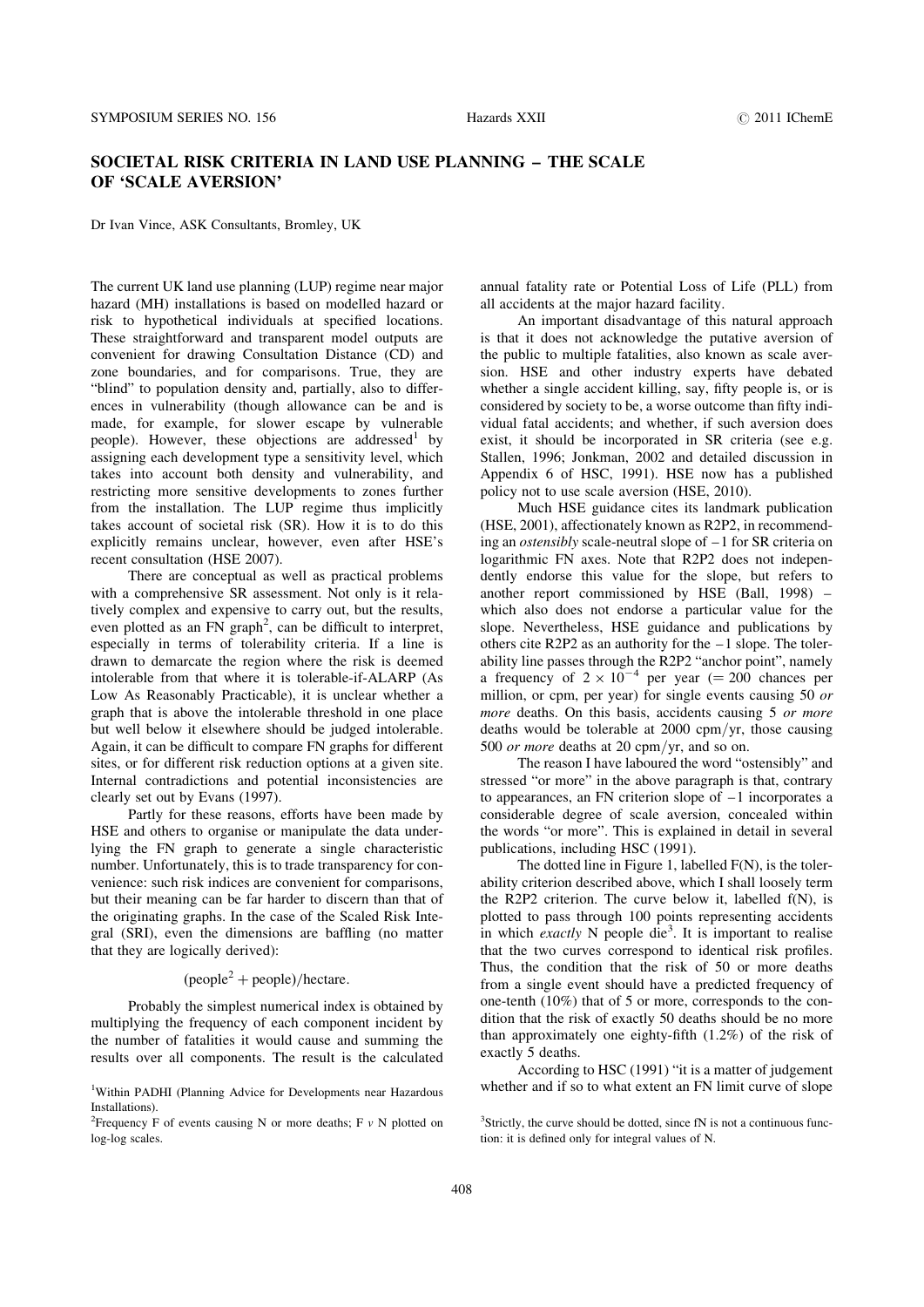# SOCIETAL RISK CRITERIA IN LAND USE PLANNING – THE SCALE OF 'SCALE AVERSION'

Dr Ivan Vince, ASK Consultants, Bromley, UK

The current UK land use planning (LUP) regime near major hazard (MH) installations is based on modelled hazard or risk to hypothetical individuals at specified locations. These straightforward and transparent model outputs are convenient for drawing Consultation Distance (CD) and zone boundaries, and for comparisons. True, they are "blind" to population density and, partially, also to differences in vulnerability (though allowance can be and is made, for example, for slower escape by vulnerable people). However, these objections are addressed[1] by assigning each development type a sensitivity level, which takes into account both density and vulnerability, and restricting more sensitive developments to zones further from the installation. The LUP regime thus implicitly takes account of societal risk (SR). How it is to do this explicitly remains unclear, however, even after HSE's recent consultation (HSE 2007).

There are conceptual as well as practical problems with a comprehensive SR assessment. Not only is it relatively complex and expensive to carry out, but the results, even plotted as an FN graph[2], can be difficult to interpret, especially in terms of tolerability criteria. If a line is drawn to demarcate the region where the risk is deemed intolerable from that where it is tolerable-if-ALARP (As Low As Reasonably Practicable), it is unclear whether a graph that is above the intolerable threshold in one place but well below it elsewhere should be judged intolerable. Again, it can be difficult to compare FN graphs for different sites, or for different risk reduction options at a given site. Internal contradictions and potential inconsistencies are clearly set out by Evans (1997).

Partly for these reasons, efforts have been made by HSE and others to organise or manipulate the data underlying the FN graph to generate a single characteristic number. Unfortunately, this is to trade transparency for convenience: such risk indices are convenient for comparisons, but their meaning can be far harder to discern than that of the originating graphs. In the case of the Scaled Risk Integral (SRI), even the dimensions are baffling (no matter that they are logically derived):

$$(\text{people}^2 + \text{people})/\text{hectare}.$$

Probably the simplest numerical index is obtained by multiplying the frequency of each component incident by the number of fatalities it would cause and summing the results over all components. The result is the calculated annual fatality rate or Potential Loss of Life (PLL) from all accidents at the major hazard facility.

An important disadvantage of this natural approach is that it does not acknowledge the putative aversion of the public to multiple fatalities, also known as scale aversion. HSE and other industry experts have debated whether a single accident killing, say, fifty people is, or is considered by society to be, a worse outcome than fifty individual fatal accidents; and whether, if such aversion does exist, it should be incorporated in SR criteria (see e.g. Stallen, 1996; Jonkman, 2002 and detailed discussion in Appendix 6 of HSC, 1991). HSE now has a published policy not to use scale aversion (HSE, 2010).

Much HSE guidance cites its landmark publication (HSE, 2001), affectionately known as R2P2, in recommending an *ostensibly* scale-neutral slope of $-1$ for SR criteria on logarithmic FN axes. Note that R2P2 does not independently endorse this value for the slope, but refers to another report commissioned by HSE (Ball, 1998) – which also does not endorse a particular value for the slope. Nevertheless, HSE guidance and publications by others cite R2P2 as an authority for the $-1$ slope. The tolerability line passes through the R2P2 "anchor point", namely a frequency of $2 \times 10^{-4}$ per year (= 200 chances per million, or cpm, per year) for single events causing 50 *or more* deaths. On this basis, accidents causing 5 *or more* deaths would be tolerable at 2000 cpm/yr, those causing 500 *or more* deaths at 20 cpm/yr, and so on.

The reason I have laboured the word "ostensibly" and stressed "or more" in the above paragraph is that, contrary to appearances, an FN criterion slope of $-1$ incorporates a considerable degree of scale aversion, concealed within the words "or more". This is explained in detail in several publications, including HSC (1991).

The dotted line in Figure 1, labelled F(N), is the tolerability criterion described above, which I shall loosely term the R2P2 criterion. The curve below it, labelled f(N), is plotted to pass through 100 points representing accidents in which *exactly* N people die[3]. It is important to realise that the two curves correspond to identical risk profiles. Thus, the condition that the risk of 50 or more deaths from a single event should have a predicted frequency of one-tenth (10%) that of 5 or more, corresponds to the condition that the risk of exactly 50 deaths should be no more than approximately one eighty-fifth (1.2%) of the risk of exactly 5 deaths.

According to HSC (1991) "it is a matter of judgement whether and if so to what extent an FN limit curve of slope

---

[1] Within PADHI (Planning Advice for Developments near Hazardous Installations).

[2] Frequency F of events causing N or more deaths; F *v* N plotted on log-log scales.

[3] Strictly, the curve should be dotted, since fN is not a continuous function: it is defined only for integral values of N.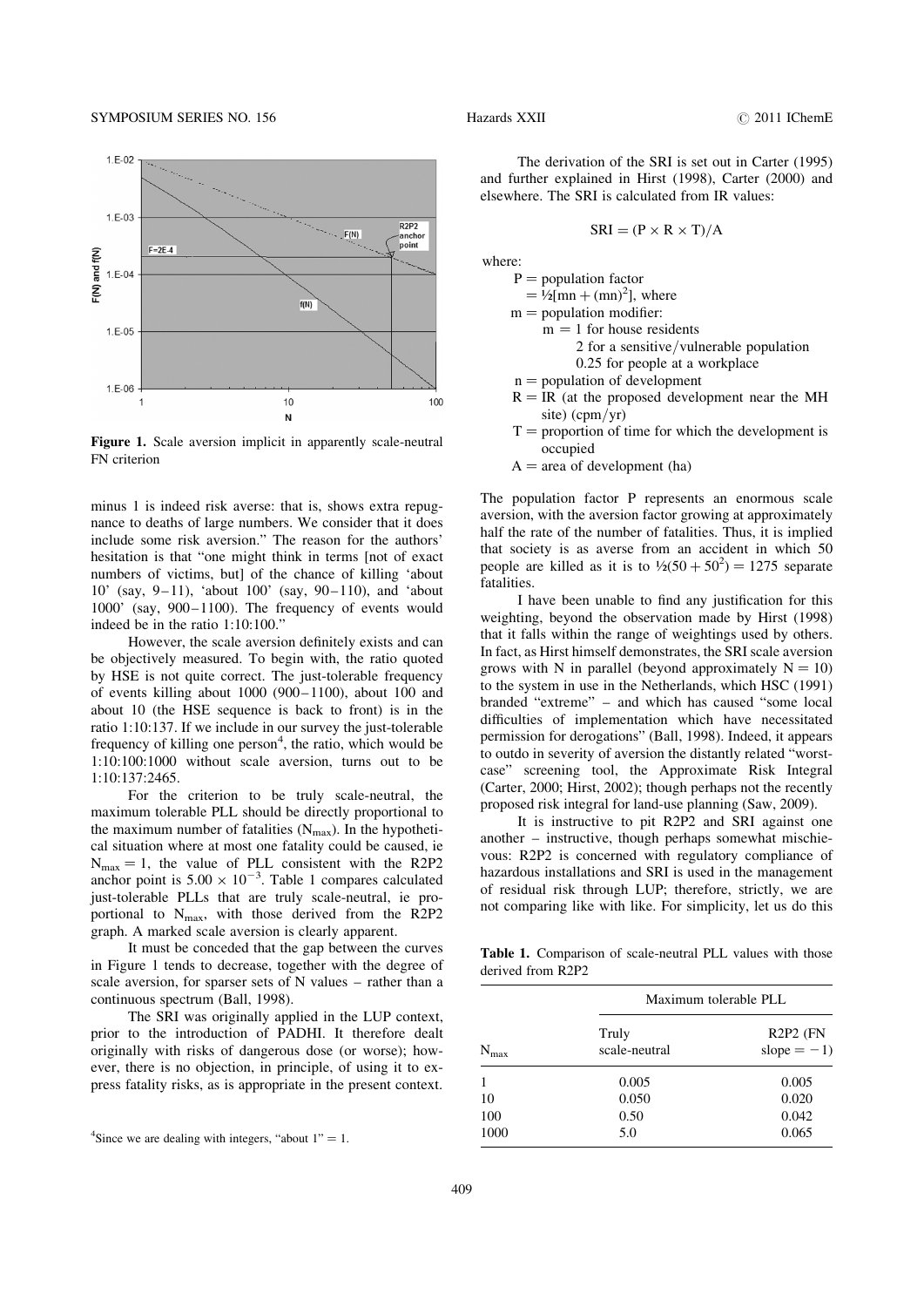1.E-02

1.E-03

1.E-04

1.E-05

1.E-06

F(N) and f(N)

F=2E-4

F(N)

f(N)

R2P2 anchor point

1

10

100

N

**Figure 1.** Scale aversion implicit in apparently scale-neutral FN criterion

minus 1 is indeed risk averse: that is, shows extra repugnance to deaths of large numbers. We consider that it does include some risk aversion." The reason for the authors' hesitation is that "one might think in terms [not of exact numbers of victims, but] of the chance of killing 'about 10' (say, 9–11), 'about 100' (say, 90–110), and 'about 1000' (say, 900–1100). The frequency of events would indeed be in the ratio 1:10:100."

However, the scale aversion definitely exists and can be objectively measured. To begin with, the ratio quoted by HSE is not quite correct. The just-tolerable frequency of events killing about 1000 (900–1100), about 100 and about 10 (the HSE sequence is back to front) is in the ratio 1:10:137. If we include in our survey the just-tolerable frequency of killing one person[4], the ratio, which would be 1:10:100:1000 without scale aversion, turns out to be 1:10:137:2465.

For the criterion to be truly scale-neutral, the maximum tolerable PLL should be directly proportional to the maximum number of fatalities ($N_{max}$). In the hypothetical situation where at most one fatality could be caused, ie $N_{max} = 1$, the value of PLL consistent with the R2P2 anchor point is $5.00 \times 10^{-3}$. Table 1 compares calculated just-tolerable PLLs that are truly scale-neutral, ie proportional to $N_{max}$, with those derived from the R2P2 graph. A marked scale aversion is clearly apparent.

It must be conceded that the gap between the curves in Figure 1 tends to decrease, together with the degree of scale aversion, for sparser sets of N values – rather than a continuous spectrum (Ball, 1998).

The SRI was originally applied in the LUP context, prior to the introduction of PADHI. It therefore dealt originally with risks of dangerous dose (or worse); however, there is no objection, in principle, of using it to express fatality risks, as is appropriate in the present context.

[4]Since we are dealing with integers, "about 1" = 1.

The derivation of the SRI is set out in Carter (1995) and further explained in Hirst (1998), Carter (2000) and elsewhere. The SRI is calculated from IR values:

$$\mathrm{SRI} = (\mathrm{P} \times \mathrm{R} \times \mathrm{T})/\mathrm{A}$$

where:

- P = population factor
  - $= \frac{1}{2}[mn + (mn)^2]$, where
- m = population modifier:
  - m = 1 for house residents
  - 2 for a sensitive/vulnerable population
  - 0.25 for people at a workplace
- n = population of development
- R = IR (at the proposed development near the MH site) (cpm/yr)
- T = proportion of time for which the development is occupied
- A = area of development (ha)

The population factor P represents an enormous scale aversion, with the aversion factor growing at approximately half the rate of the number of fatalities. Thus, it is implied that society is as averse from an accident in which 50 people are killed as it is to $\frac{1}{2}(50 + 50^2) = 1275$ separate fatalities.

I have been unable to find any justification for this weighting, beyond the observation made by Hirst (1998) that it falls within the range of weightings used by others. In fact, as Hirst himself demonstrates, the SRI scale aversion grows with N in parallel (beyond approximately N = 10) to the system in use in the Netherlands, which HSC (1991) branded "extreme" – and which has caused "some local difficulties of implementation which have necessitated permission for derogations" (Ball, 1998). Indeed, it appears to outdo in severity of aversion the distantly related "worst-case" screening tool, the Approximate Risk Integral (Carter, 2000; Hirst, 2002); though perhaps not the recently proposed risk integral for land-use planning (Saw, 2009).

It is instructive to pit R2P2 and SRI against one another – instructive, though perhaps somewhat mischievous: R2P2 is concerned with regulatory compliance of hazardous installations and SRI is used in the management of residual risk through LUP; therefore, strictly, we are not comparing like with like. For simplicity, let us do this

**Table 1.** Comparison of scale-neutral PLL values with those derived from R2P2

| | Maximum tolerable PLL | |
|---|---|---|
| $N_{max}$ | Truly scale-neutral | R2P2 (FN slope = −1) |
| 1 | 0.005 | 0.005 |
| 10 | 0.050 | 0.020 |
| 100 | 0.50 | 0.042 |
| 1000 | 5.0 | 0.065 |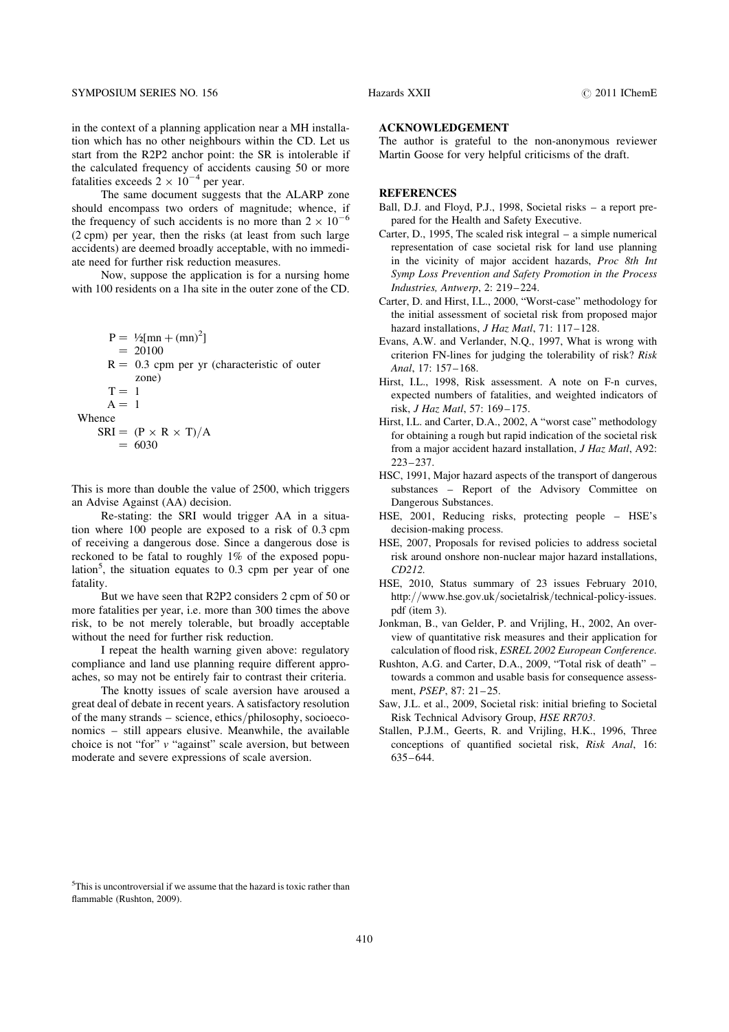in the context of a planning application near a MH installation which has no other neighbours within the CD. Let us start from the R2P2 anchor point: the SR is intolerable if the calculated frequency of accidents causing 50 or more fatalities exceeds $2 \times 10^{-4}$ per year.

The same document suggests that the ALARP zone should encompass two orders of magnitude; whence, if the frequency of such accidents is no more than $2 \times 10^{-6}$ (2 cpm) per year, then the risks (at least from such large accidents) are deemed broadly acceptable, with no immediate need for further risk reduction measures.

Now, suppose the application is for a nursing home with 100 residents on a 1ha site in the outer zone of the CD.

$$P = \tfrac{1}{2}[mn + (mn)^2] = 20100$$

$R = 0.3$ cpm per yr (characteristic of outer zone)

$T = 1$

$A = 1$

Whence

$$SRI = (P \times R \times T)/A = 6030$$

This is more than double the value of 2500, which triggers an Advise Against (AA) decision.

Re-stating: the SRI would trigger AA in a situation where 100 people are exposed to a risk of 0.3 cpm of receiving a dangerous dose. Since a dangerous dose is reckoned to be fatal to roughly 1% of the exposed population[5], the situation equates to 0.3 cpm per year of one fatality.

But we have seen that R2P2 considers 2 cpm of 50 or more fatalities per year, i.e. more than 300 times the above risk, to be not merely tolerable, but broadly acceptable without the need for further risk reduction.

I repeat the health warning given above: regulatory compliance and land use planning require different approaches, so may not be entirely fair to contrast their criteria.

The knotty issues of scale aversion have aroused a great deal of debate in recent years. A satisfactory resolution of the many strands – science, ethics/philosophy, socioeconomics – still appears elusive. Meanwhile, the available choice is not "for" *v* "against" scale aversion, but between moderate and severe expressions of scale aversion.

## ACKNOWLEDGEMENT

The author is grateful to the non-anonymous reviewer Martin Goose for very helpful criticisms of the draft.

## REFERENCES

Ball, D.J. and Floyd, P.J., 1998, Societal risks – a report prepared for the Health and Safety Executive.

Carter, D., 1995, The scaled risk integral – a simple numerical representation of case societal risk for land use planning in the vicinity of major accident hazards, *Proc 8th Int Symp Loss Prevention and Safety Promotion in the Process Industries, Antwerp*, 2: 219–224.

Carter, D. and Hirst, I.L., 2000, "Worst-case" methodology for the initial assessment of societal risk from proposed major hazard installations, *J Haz Matl*, 71: 117–128.

Evans, A.W. and Verlander, N.Q., 1997, What is wrong with criterion FN-lines for judging the tolerability of risk? *Risk Anal*, 17: 157–168.

Hirst, I.L., 1998, Risk assessment. A note on F-n curves, expected numbers of fatalities, and weighted indicators of risk, *J Haz Matl*, 57: 169–175.

Hirst, I.L. and Carter, D.A., 2002, A "worst case" methodology for obtaining a rough but rapid indication of the societal risk from a major accident hazard installation, *J Haz Matl*, A92: 223–237.

HSC, 1991, Major hazard aspects of the transport of dangerous substances – Report of the Advisory Committee on Dangerous Substances.

HSE, 2001, Reducing risks, protecting people – HSE's decision-making process.

HSE, 2007, Proposals for revised policies to address societal risk around onshore non-nuclear major hazard installations, *CD212*.

HSE, 2010, Status summary of 23 issues February 2010, http://www.hse.gov.uk/societalrisk/technical-policy-issues.pdf (item 3).

Jonkman, B., van Gelder, P. and Vrijling, H., 2002, An overview of quantitative risk measures and their application for calculation of flood risk, *ESREL 2002 European Conference*.

Rushton, A.G. and Carter, D.A., 2009, "Total risk of death" – towards a common and usable basis for consequence assessment, *PSEP*, 87: 21–25.

Saw, J.L. et al., 2009, Societal risk: initial briefing to Societal Risk Technical Advisory Group, *HSE RR703*.

Stallen, P.J.M., Geerts, R. and Vrijling, H.K., 1996, Three conceptions of quantified societal risk, *Risk Anal*, 16: 635–644.

[5]This is uncontroversial if we assume that the hazard is toxic rather than flammable (Rushton, 2009).